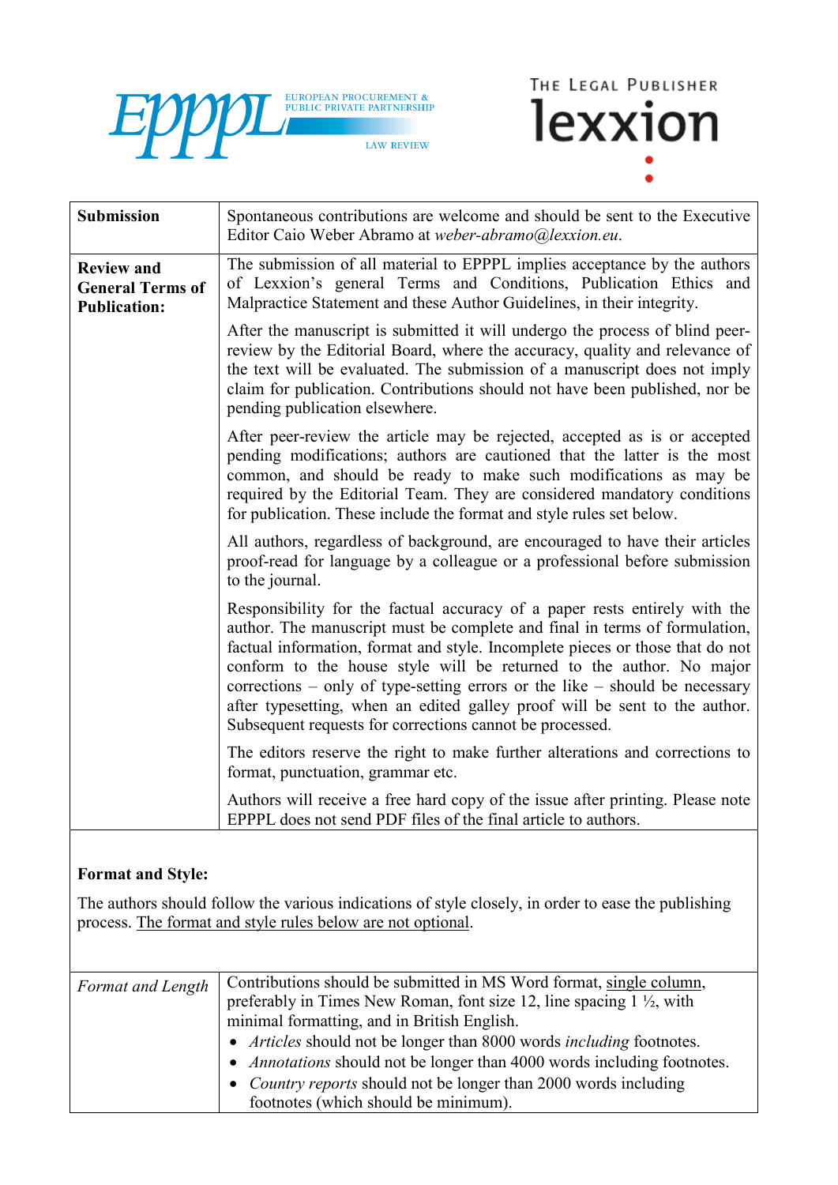EPPPL EUROPEAN PROCUREMENT & PUBLIC PRIVATE PARTNERSHIP LAW REVIEW

THE LEGAL PUBLISHER lexxion

| | |
|---|---|
| **Submission** | Spontaneous contributions are welcome and should be sent to the Executive Editor Caio Weber Abramo at *weber-abramo@lexxion.eu*. |
| **Review and General Terms of Publication:** | The submission of all material to EPPPL implies acceptance by the authors of Lexxion's general Terms and Conditions, Publication Ethics and Malpractice Statement and these Author Guidelines, in their integrity.<br><br>After the manuscript is submitted it will undergo the process of blind peer-review by the Editorial Board, where the accuracy, quality and relevance of the text will be evaluated. The submission of a manuscript does not imply claim for publication. Contributions should not have been published, nor be pending publication elsewhere.<br><br>After peer-review the article may be rejected, accepted as is or accepted pending modifications; authors are cautioned that the latter is the most common, and should be ready to make such modifications as may be required by the Editorial Team. They are considered mandatory conditions for publication. These include the format and style rules set below.<br><br>All authors, regardless of background, are encouraged to have their articles proof-read for language by a colleague or a professional before submission to the journal.<br><br>Responsibility for the factual accuracy of a paper rests entirely with the author. The manuscript must be complete and final in terms of formulation, factual information, format and style. Incomplete pieces or those that do not conform to the house style will be returned to the author. No major corrections – only of type-setting errors or the like – should be necessary after typesetting, when an edited galley proof will be sent to the author. Subsequent requests for corrections cannot be processed.<br><br>The editors reserve the right to make further alterations and corrections to format, punctuation, grammar etc.<br><br>Authors will receive a free hard copy of the issue after printing. Please note EPPPL does not send PDF files of the final article to authors. |

**Format and Style:**

The authors should follow the various indications of style closely, in order to ease the publishing process. <u>The format and style rules below are not optional</u>.

| | |
|---|---|
| *Format and Length* | Contributions should be submitted in MS Word format, <u>single column</u>, preferably in Times New Roman, font size 12, line spacing 1 ½, with minimal formatting, and in British English.<br>• *Articles* should not be longer than 8000 words *including* footnotes.<br>• *Annotations* should not be longer than 4000 words including footnotes.<br>• *Country reports* should not be longer than 2000 words including footnotes (which should be minimum). |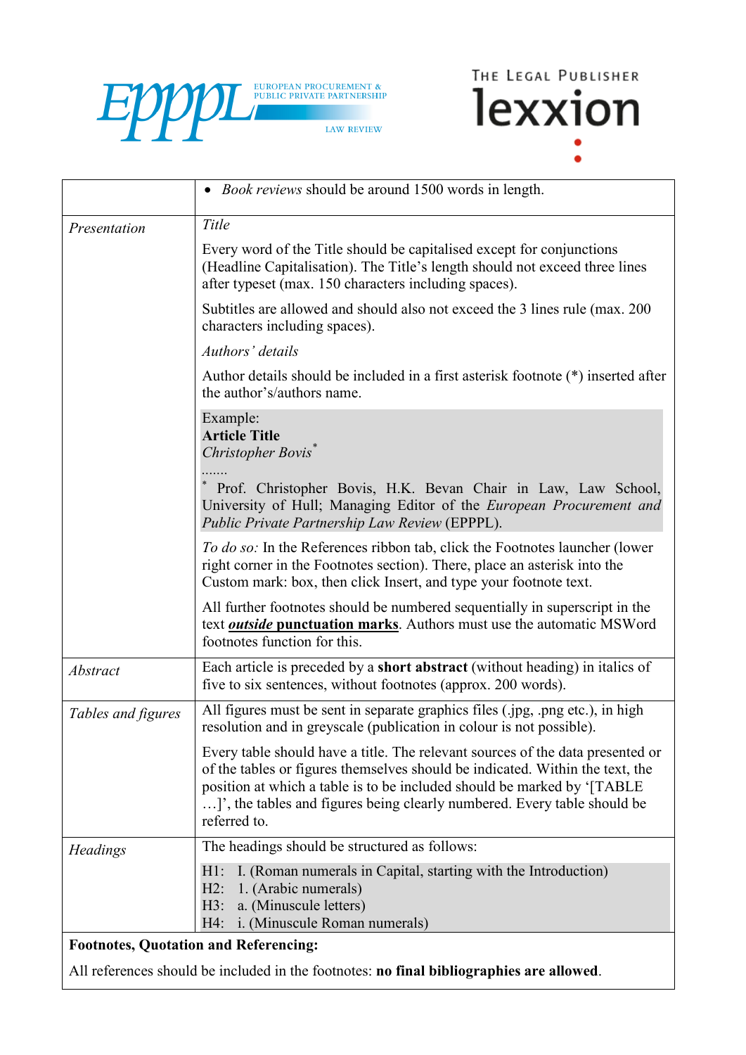| | |
|---|---|
| | • *Book reviews* should be around 1500 words in length. |
| *Presentation* | *Title*<br><br>Every word of the Title should be capitalised except for conjunctions (Headline Capitalisation). The Title's length should not exceed three lines after typeset (max. 150 characters including spaces).<br><br>Subtitles are allowed and should also not exceed the 3 lines rule (max. 200 characters including spaces).<br><br>*Authors' details*<br><br>Author details should be included in a first asterisk footnote (*) inserted after the author's/authors name.<br><br>Example:<br>**Article Title**<br>*Christopher Bovis*[*]<br>.......<br>[*] Prof. Christopher Bovis, H.K. Bevan Chair in Law, Law School, University of Hull; Managing Editor of the *European Procurement and Public Private Partnership Law Review* (EPPPL).<br><br>*To do so:* In the References ribbon tab, click the Footnotes launcher (lower right corner in the Footnotes section). There, place an asterisk into the Custom mark: box, then click Insert, and type your footnote text.<br><br>All further footnotes should be numbered sequentially in superscript in the text ***outside* punctuation marks**. Authors must use the automatic MSWord footnotes function for this. |
| *Abstract* | Each article is preceded by a **short abstract** (without heading) in italics of five to six sentences, without footnotes (approx. 200 words). |
| *Tables and figures* | All figures must be sent in separate graphics files (.jpg, .png etc.), in high resolution and in greyscale (publication in colour is not possible).<br><br>Every table should have a title. The relevant sources of the data presented or of the tables or figures themselves should be indicated. Within the text, the position at which a table is to be included should be marked by '[TABLE …]', the tables and figures being clearly numbered. Every table should be referred to. |
| *Headings* | The headings should be structured as follows:<br><br>H1: I. (Roman numerals in Capital, starting with the Introduction)<br>H2: 1. (Arabic numerals)<br>H3: a. (Minuscule letters)<br>H4: i. (Minuscule Roman numerals) |
| **Footnotes, Quotation and Referencing:**<br><br>All references should be included in the footnotes: **no final bibliographies are allowed**. | |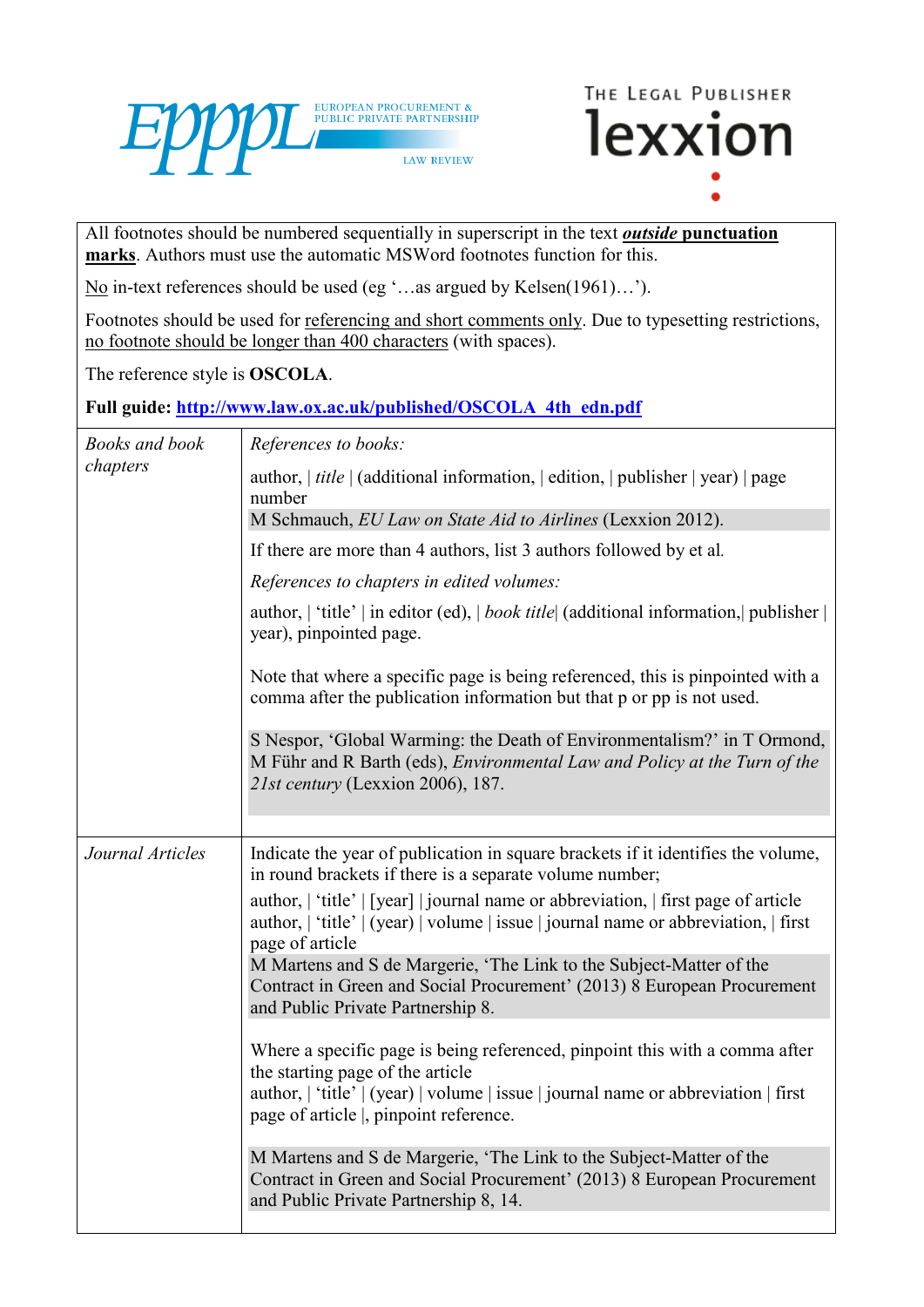All footnotes should be numbered sequentially in superscript in the text ***outside* punctuation marks**. Authors must use the automatic MSWord footnotes function for this.

No in-text references should be used (eg '…as argued by Kelsen(1961)…').

Footnotes should be used for referencing and short comments only. Due to typesetting restrictions, no footnote should be longer than 400 characters (with spaces).

The reference style is **OSCOLA**.

**Full guide: http://www.law.ox.ac.uk/published/OSCOLA_4th_edn.pdf**

| | |
|---|---|
| *Books and book chapters* | *References to books:*<br><br>author, \| *title* \| (additional information, \| edition, \| publisher \| year) \| page number<br>M Schmauch, *EU Law on State Aid to Airlines* (Lexxion 2012).<br><br>If there are more than 4 authors, list 3 authors followed by et al.<br><br>*References to chapters in edited volumes:*<br><br>author, \| 'title' \| in editor (ed), \| *book title*\| (additional information,\| publisher \| year), pinpointed page.<br><br>Note that where a specific page is being referenced, this is pinpointed with a comma after the publication information but that p or pp is not used.<br><br>S Nespor, 'Global Warming: the Death of Environmentalism?' in T Ormond, M Führ and R Barth (eds), *Environmental Law and Policy at the Turn of the 21st century* (Lexxion 2006), 187. |
| *Journal Articles* | Indicate the year of publication in square brackets if it identifies the volume, in round brackets if there is a separate volume number;<br><br>author, \| 'title' \| [year] \| journal name or abbreviation, \| first page of article<br>author, \| 'title' \| (year) \| volume \| issue \| journal name or abbreviation, \| first page of article<br>M Martens and S de Margerie, 'The Link to the Subject-Matter of the Contract in Green and Social Procurement' (2013) 8 European Procurement and Public Private Partnership 8.<br><br>Where a specific page is being referenced, pinpoint this with a comma after the starting page of the article<br>author, \| 'title' \| (year) \| volume \| issue \| journal name or abbreviation \| first page of article \|, pinpoint reference.<br><br>M Martens and S de Margerie, 'The Link to the Subject-Matter of the Contract in Green and Social Procurement' (2013) 8 European Procurement and Public Private Partnership 8, 14. |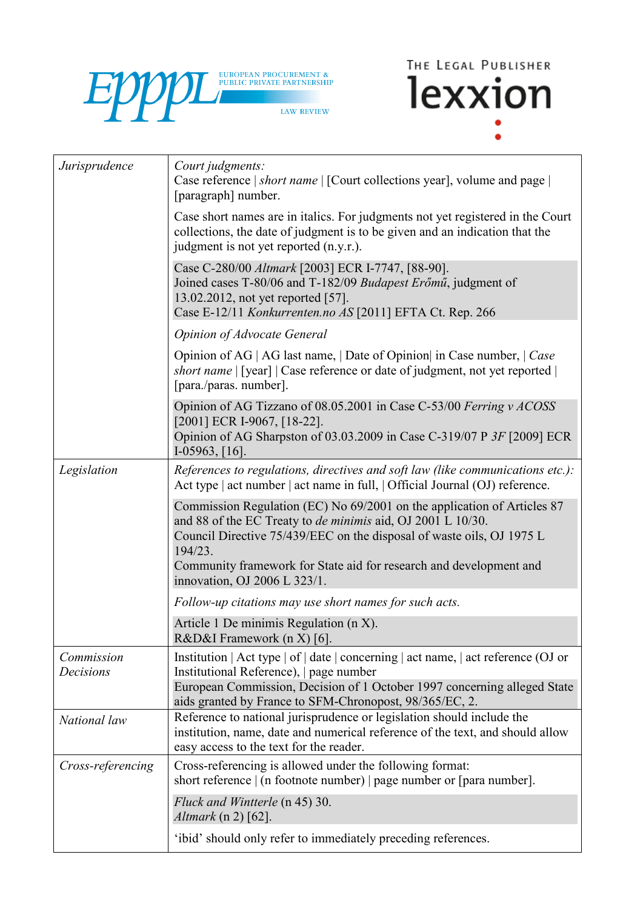| | |
|---|---|
| *Jurisprudence* | *Court judgments:*<br>Case reference \| *short name* \| [Court collections year], volume and page \| [paragraph] number.<br><br>Case short names are in italics. For judgments not yet registered in the Court collections, the date of judgment is to be given and an indication that the judgment is not yet reported (n.y.r.).<br><br>Case C-280/00 *Altmark* [2003] ECR I-7747, [88-90].<br>Joined cases T-80/06 and T-182/09 *Budapest Erőmű*, judgment of 13.02.2012, not yet reported [57].<br>Case E-12/11 *Konkurrenten.no AS* [2011] EFTA Ct. Rep. 266<br><br>*Opinion of Advocate General*<br><br>Opinion of AG \| AG last name, \| Date of Opinion\| in Case number, \| *Case short name* \| [year] \| Case reference or date of judgment, not yet reported \| [para./paras. number].<br><br>Opinion of AG Tizzano of 08.05.2001 in Case C-53/00 *Ferring v ACOSS* [2001] ECR I-9067, [18-22].<br>Opinion of AG Sharpston of 03.03.2009 in Case C-319/07 P *3F* [2009] ECR I-05963, [16]. |
| *Legislation* | *References to regulations, directives and soft law (like communications etc.):*<br>Act type \| act number \| act name in full, \| Official Journal (OJ) reference.<br><br>Commission Regulation (EC) No 69/2001 on the application of Articles 87 and 88 of the EC Treaty to *de minimis* aid, OJ 2001 L 10/30.<br>Council Directive 75/439/EEC on the disposal of waste oils, OJ 1975 L 194/23.<br>Community framework for State aid for research and development and innovation, OJ 2006 L 323/1.<br><br>*Follow-up citations may use short names for such acts.*<br><br>Article 1 De minimis Regulation (n X).<br>R&D&I Framework (n X) [6]. |
| *Commission Decisions* | Institution \| Act type \| of \| date \| concerning \| act name, \| act reference (OJ or Institutional Reference), \| page number<br>European Commission, Decision of 1 October 1997 concerning alleged State aids granted by France to SFM-Chronopost, 98/365/EC, 2. |
| *National law* | Reference to national jurisprudence or legislation should include the institution, name, date and numerical reference of the text, and should allow easy access to the text for the reader. |
| *Cross-referencing* | Cross-referencing is allowed under the following format:<br>short reference \| (n footnote number) \| page number or [para number].<br><br>*Fluck and Wintterle* (n 45) 30.<br>*Altmark* (n 2) [62].<br><br>'ibid' should only refer to immediately preceding references. |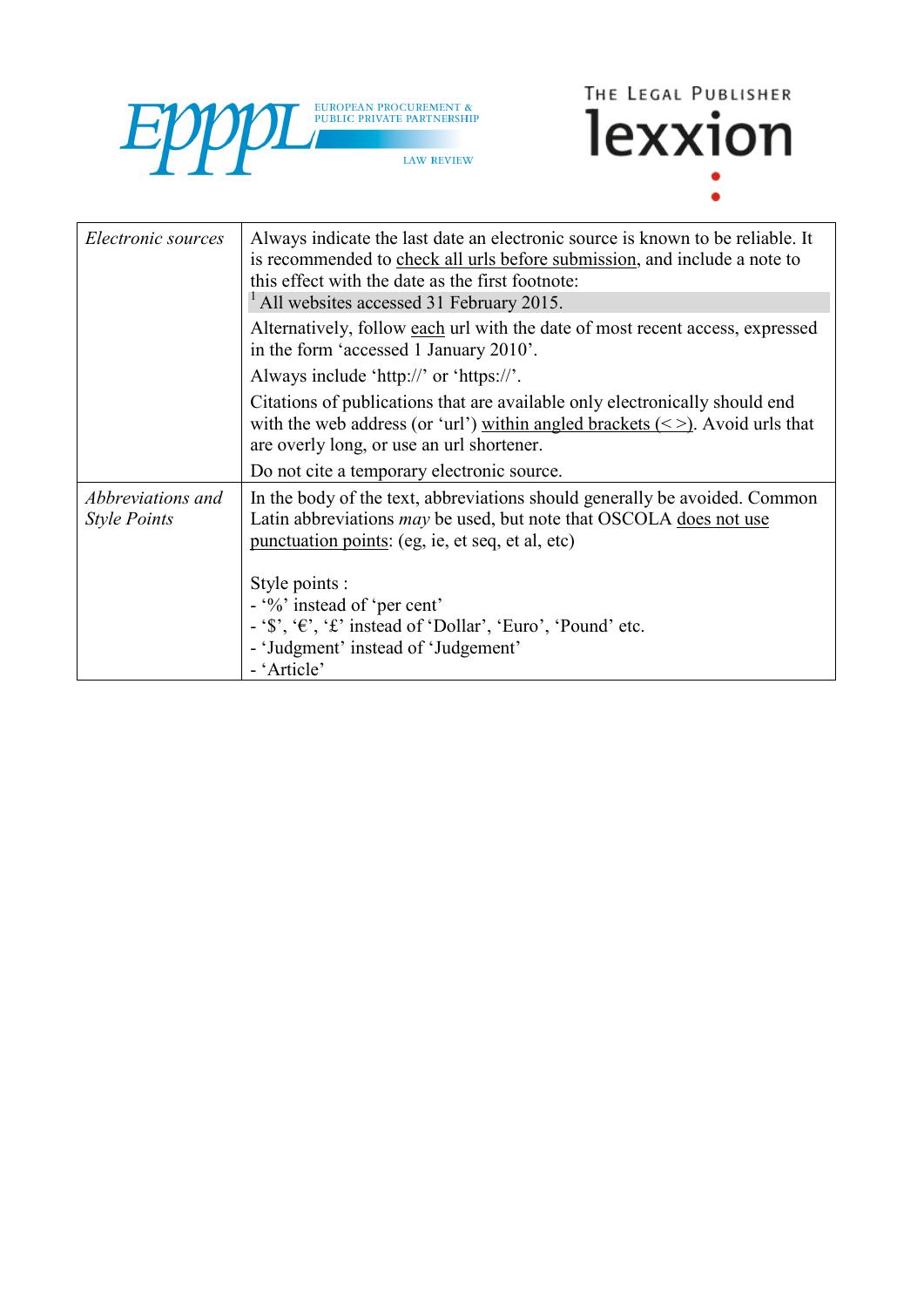| | |
|---|---|
| *Electronic sources* | Always indicate the last date an electronic source is known to be reliable. It is recommended to check all urls before submission, and include a note to this effect with the date as the first footnote:<br>[1] All websites accessed 31 February 2015.<br>Alternatively, follow each url with the date of most recent access, expressed in the form 'accessed 1 January 2010'.<br>Always include 'http://' or 'https://'.<br>Citations of publications that are available only electronically should end with the web address (or 'url') within angled brackets (< >). Avoid urls that are overly long, or use an url shortener.<br>Do not cite a temporary electronic source. |
| *Abbreviations and Style Points* | In the body of the text, abbreviations should generally be avoided. Common Latin abbreviations *may* be used, but note that OSCOLA does not use punctuation points: (eg, ie, et seq, et al, etc)<br><br>Style points :<br>- '%' instead of 'per cent'<br>- '$', '€', '£' instead of 'Dollar', 'Euro', 'Pound' etc.<br>- 'Judgment' instead of 'Judgement'<br>- 'Article' |